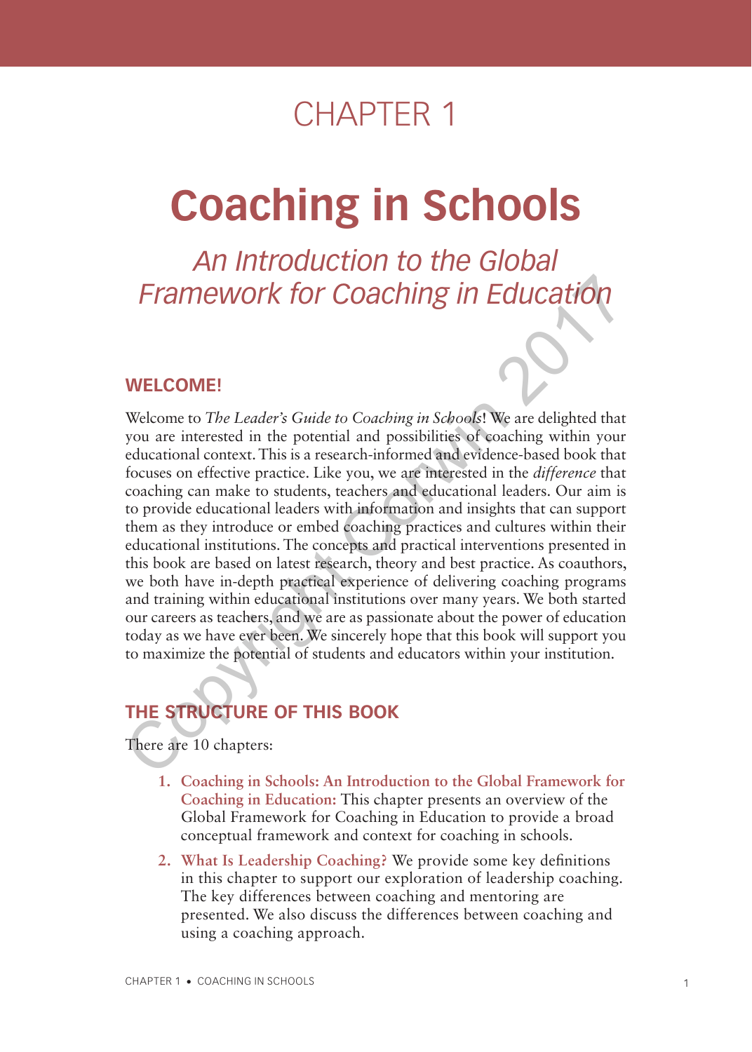CHAPTER 1

# Coaching in Schools

## *An Introduction to the Global Framework for Coaching in Education*

### WELCOME!

Welcome to *The Leader's Guide to Coaching in Schools*! We are delighted that you are interested in the potential and possibilities of coaching within your educational context. This is a research-informed and evidence-based book that focuses on effective practice. Like you, we are interested in the *difference* that coaching can make to students, teachers and educational leaders. Our aim is to provide educational leaders with information and insights that can support them as they introduce or embed coaching practices and cultures within their educational institutions. The concepts and practical interventions presented in this book are based on latest research, theory and best practice. As coauthors, we both have in-depth practical experience of delivering coaching programs and training within educational institutions over many years. We both started our careers as teachers, and we are as passionate about the power of education today as we have ever been. We sincerely hope that this book will support you to maximize the potential of students and educators within your institution.

### THE STRUCTURE OF THIS BOOK

There are 10 chapters:

1. **Coaching in Schools: An Introduction to the Global Framework for Coaching in Education:** This chapter presents an overview of the Global Framework for Coaching in Education to provide a broad conceptual framework and context for coaching in schools.
2. **What Is Leadership Coaching?** We provide some key definitions in this chapter to support our exploration of leadership coaching. The key differences between coaching and mentoring are presented. We also discuss the differences between coaching and using a coaching approach.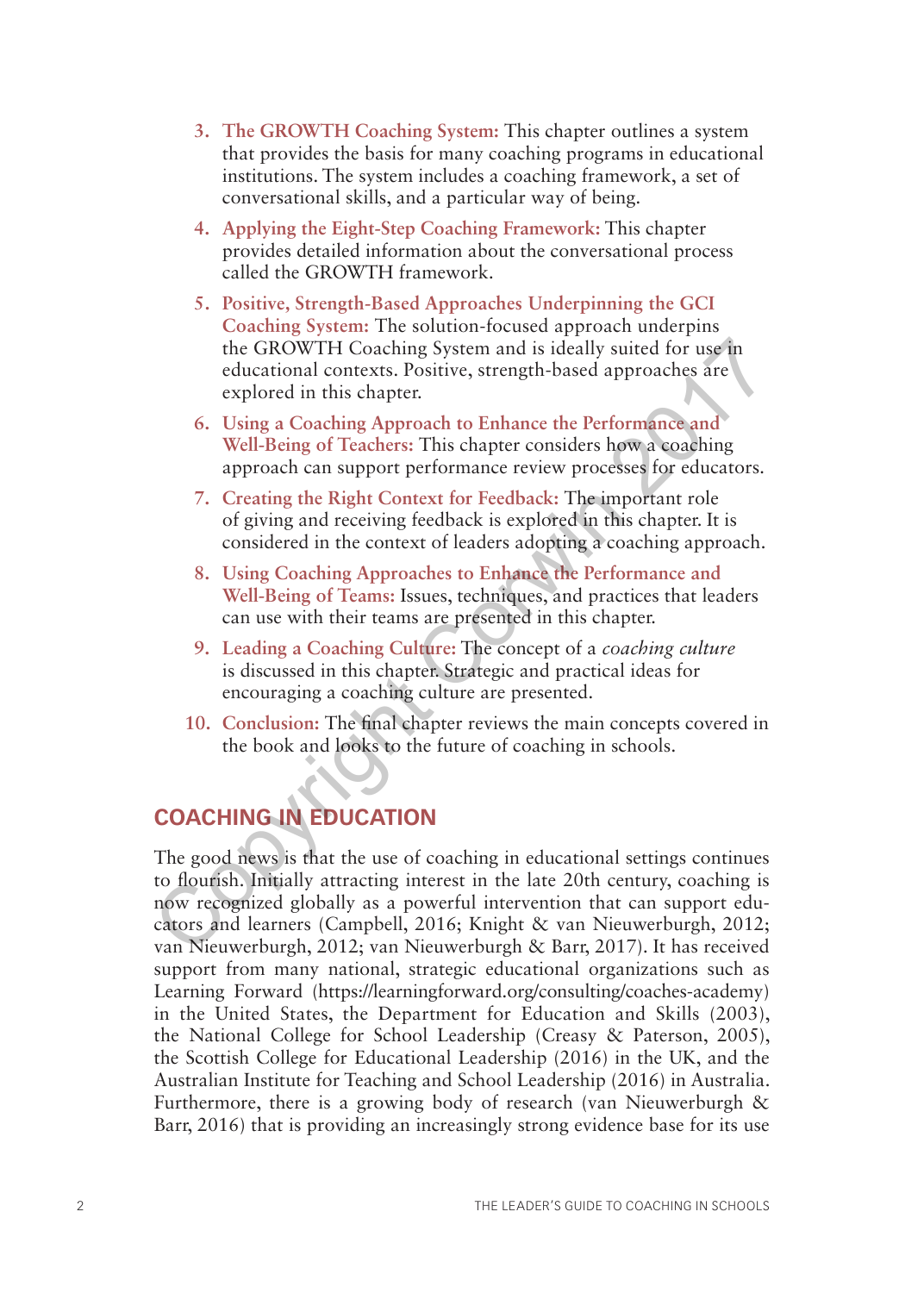3. **The GROWTH Coaching System:** This chapter outlines a system that provides the basis for many coaching programs in educational institutions. The system includes a coaching framework, a set of conversational skills, and a particular way of being.
4. **Applying the Eight-Step Coaching Framework:** This chapter provides detailed information about the conversational process called the GROWTH framework.
5. **Positive, Strength-Based Approaches Underpinning the GCI Coaching System:** The solution-focused approach underpins the GROWTH Coaching System and is ideally suited for use in educational contexts. Positive, strength-based approaches are explored in this chapter.
6. **Using a Coaching Approach to Enhance the Performance and Well-Being of Teachers:** This chapter considers how a coaching approach can support performance review processes for educators.
7. **Creating the Right Context for Feedback:** The important role of giving and receiving feedback is explored in this chapter. It is considered in the context of leaders adopting a coaching approach.
8. **Using Coaching Approaches to Enhance the Performance and Well-Being of Teams:** Issues, techniques, and practices that leaders can use with their teams are presented in this chapter.
9. **Leading a Coaching Culture:** The concept of a *coaching culture* is discussed in this chapter. Strategic and practical ideas for encouraging a coaching culture are presented.
10. **Conclusion:** The final chapter reviews the main concepts covered in the book and looks to the future of coaching in schools.

## COACHING IN EDUCATION

The good news is that the use of coaching in educational settings continues to flourish. Initially attracting interest in the late 20th century, coaching is now recognized globally as a powerful intervention that can support educators and learners (Campbell, 2016; Knight & van Nieuwerburgh, 2012; van Nieuwerburgh, 2012; van Nieuwerburgh & Barr, 2017). It has received support from many national, strategic educational organizations such as Learning Forward (https://learningforward.org/consulting/coaches-academy) in the United States, the Department for Education and Skills (2003), the National College for School Leadership (Creasy & Paterson, 2005), the Scottish College for Educational Leadership (2016) in the UK, and the Australian Institute for Teaching and School Leadership (2016) in Australia. Furthermore, there is a growing body of research (van Nieuwerburgh & Barr, 2016) that is providing an increasingly strong evidence base for its use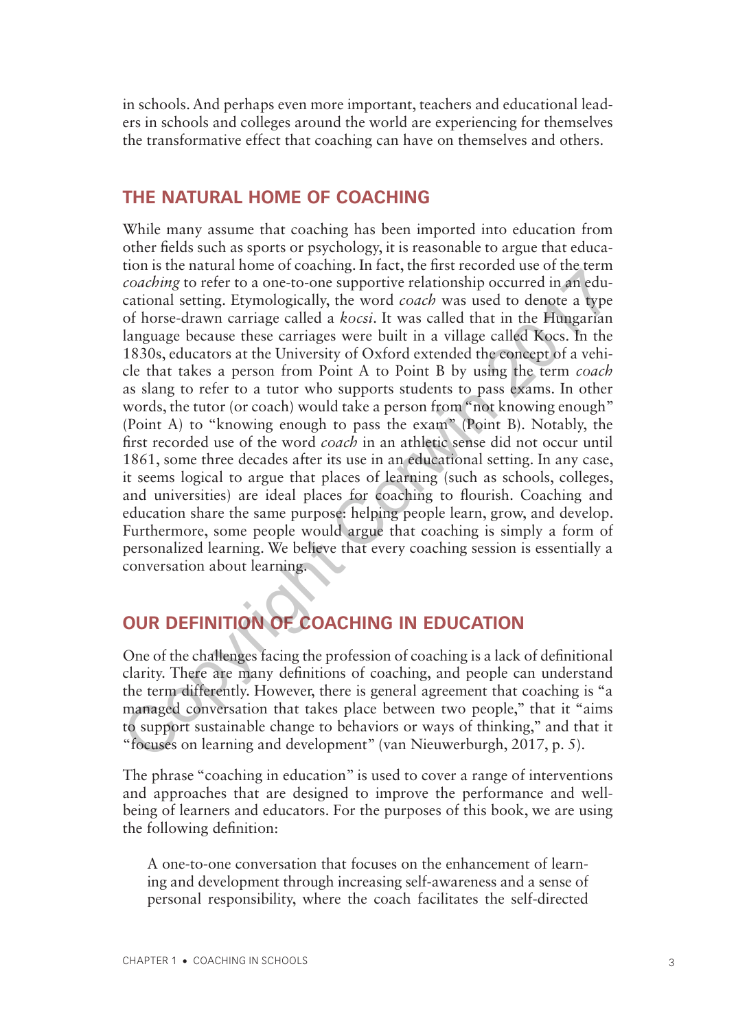in schools. And perhaps even more important, teachers and educational leaders in schools and colleges around the world are experiencing for themselves the transformative effect that coaching can have on themselves and others.

## THE NATURAL HOME OF COACHING

While many assume that coaching has been imported into education from other fields such as sports or psychology, it is reasonable to argue that education is the natural home of coaching. In fact, the first recorded use of the term *coaching* to refer to a one-to-one supportive relationship occurred in an educational setting. Etymologically, the word *coach* was used to denote a type of horse-drawn carriage called a *kocsi*. It was called that in the Hungarian language because these carriages were built in a village called Kocs. In the 1830s, educators at the University of Oxford extended the concept of a vehicle that takes a person from Point A to Point B by using the term *coach* as slang to refer to a tutor who supports students to pass exams. In other words, the tutor (or coach) would take a person from "not knowing enough" (Point A) to "knowing enough to pass the exam" (Point B). Notably, the first recorded use of the word *coach* in an athletic sense did not occur until 1861, some three decades after its use in an educational setting. In any case, it seems logical to argue that places of learning (such as schools, colleges, and universities) are ideal places for coaching to flourish. Coaching and education share the same purpose: helping people learn, grow, and develop. Furthermore, some people would argue that coaching is simply a form of personalized learning. We believe that every coaching session is essentially a conversation about learning.

## OUR DEFINITION OF COACHING IN EDUCATION

One of the challenges facing the profession of coaching is a lack of definitional clarity. There are many definitions of coaching, and people can understand the term differently. However, there is general agreement that coaching is "a managed conversation that takes place between two people," that it "aims to support sustainable change to behaviors or ways of thinking," and that it "focuses on learning and development" (van Nieuwerburgh, 2017, p. 5).

The phrase "coaching in education" is used to cover a range of interventions and approaches that are designed to improve the performance and well-being of learners and educators. For the purposes of this book, we are using the following definition:

> A one-to-one conversation that focuses on the enhancement of learning and development through increasing self-awareness and a sense of personal responsibility, where the coach facilitates the self-directed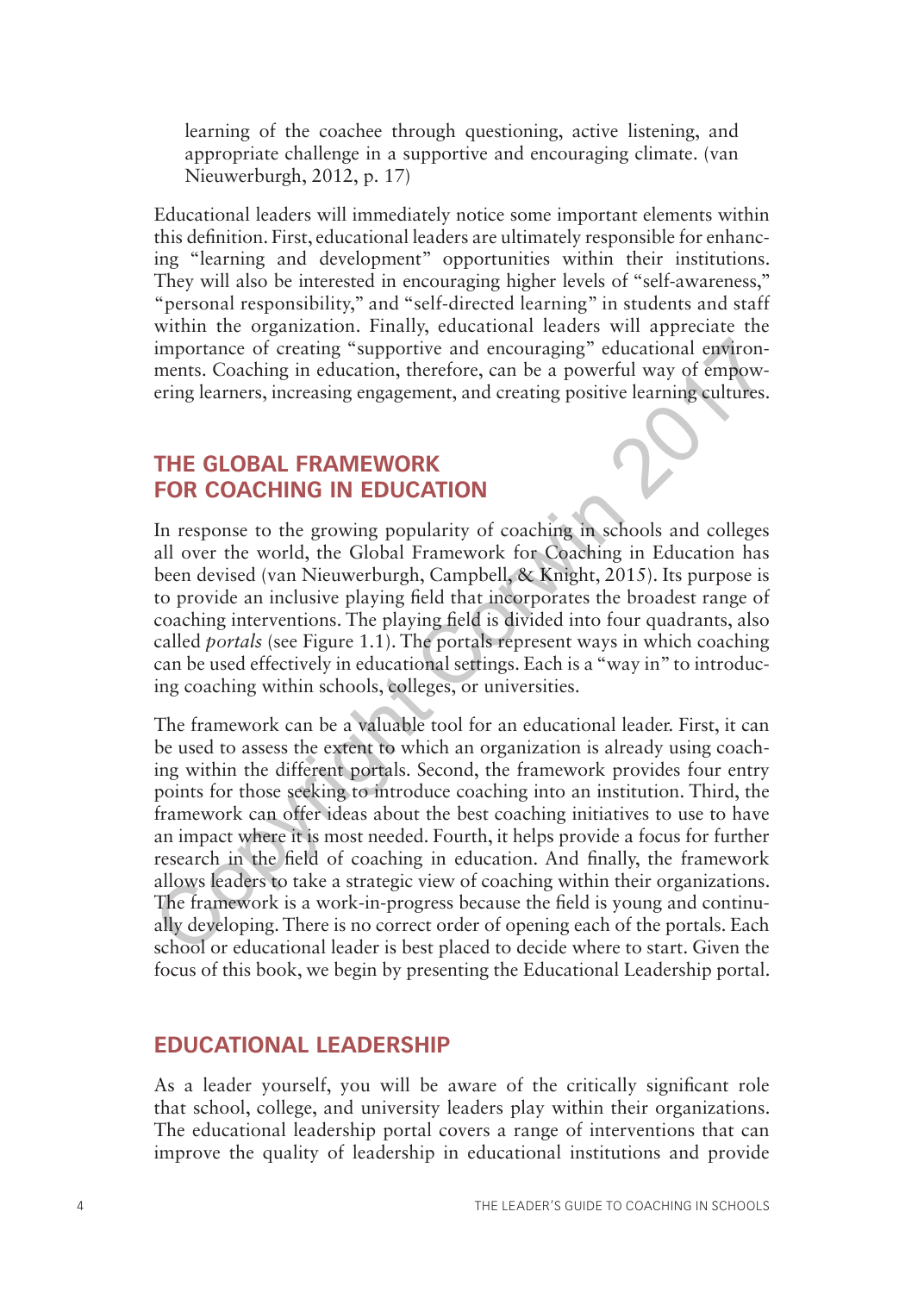learning of the coachee through questioning, active listening, and appropriate challenge in a supportive and encouraging climate. (van Nieuwerburgh, 2012, p. 17)

Educational leaders will immediately notice some important elements within this definition. First, educational leaders are ultimately responsible for enhancing "learning and development" opportunities within their institutions. They will also be interested in encouraging higher levels of "self-awareness," "personal responsibility," and "self-directed learning" in students and staff within the organization. Finally, educational leaders will appreciate the importance of creating "supportive and encouraging" educational environments. Coaching in education, therefore, can be a powerful way of empowering learners, increasing engagement, and creating positive learning cultures.

## THE GLOBAL FRAMEWORK FOR COACHING IN EDUCATION

In response to the growing popularity of coaching in schools and colleges all over the world, the Global Framework for Coaching in Education has been devised (van Nieuwerburgh, Campbell, & Knight, 2015). Its purpose is to provide an inclusive playing field that incorporates the broadest range of coaching interventions. The playing field is divided into four quadrants, also called *portals* (see Figure 1.1). The portals represent ways in which coaching can be used effectively in educational settings. Each is a "way in" to introducing coaching within schools, colleges, or universities.

The framework can be a valuable tool for an educational leader. First, it can be used to assess the extent to which an organization is already using coaching within the different portals. Second, the framework provides four entry points for those seeking to introduce coaching into an institution. Third, the framework can offer ideas about the best coaching initiatives to use to have an impact where it is most needed. Fourth, it helps provide a focus for further research in the field of coaching in education. And finally, the framework allows leaders to take a strategic view of coaching within their organizations. The framework is a work-in-progress because the field is young and continually developing. There is no correct order of opening each of the portals. Each school or educational leader is best placed to decide where to start. Given the focus of this book, we begin by presenting the Educational Leadership portal.

## EDUCATIONAL LEADERSHIP

As a leader yourself, you will be aware of the critically significant role that school, college, and university leaders play within their organizations. The educational leadership portal covers a range of interventions that can improve the quality of leadership in educational institutions and provide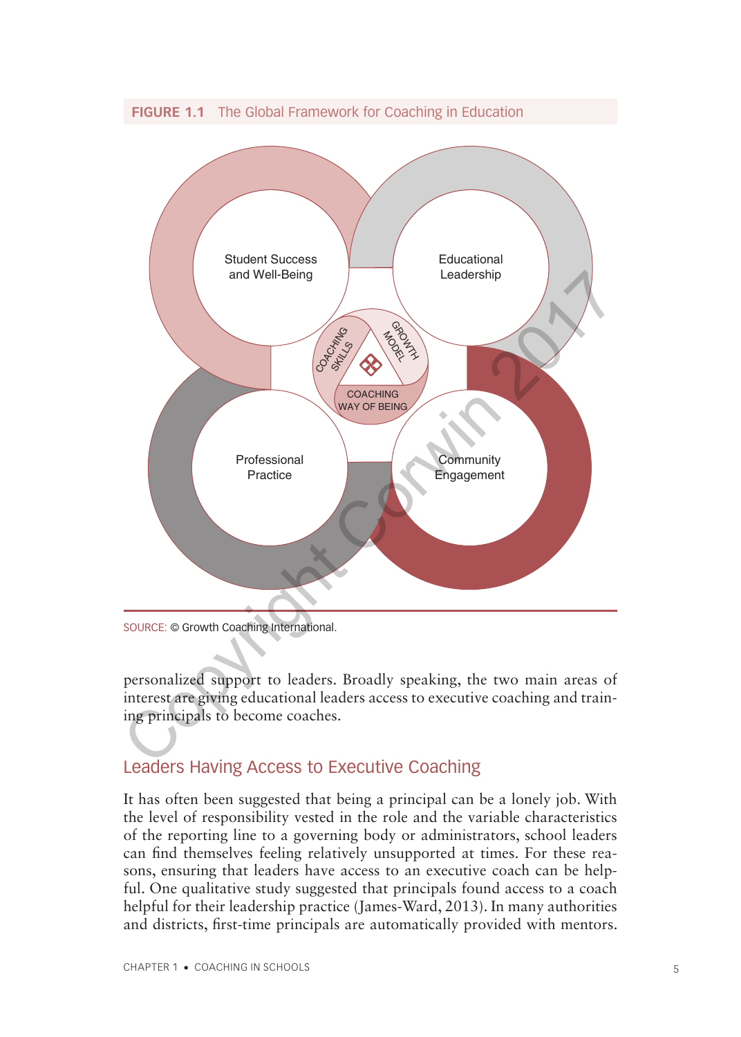**FIGURE 1.1** The Global Framework for Coaching in Education

Student Success and Well-Being

Educational Leadership

Professional Practice

Community Engagement

COACHING SKILLS

GROWTH MODEL

COACHING WAY OF BEING

SOURCE: © Growth Coaching International.

personalized support to leaders. Broadly speaking, the two main areas of interest are giving educational leaders access to executive coaching and training principals to become coaches.

## Leaders Having Access to Executive Coaching

It has often been suggested that being a principal can be a lonely job. With the level of responsibility vested in the role and the variable characteristics of the reporting line to a governing body or administrators, school leaders can find themselves feeling relatively unsupported at times. For these reasons, ensuring that leaders have access to an executive coach can be helpful. One qualitative study suggested that principals found access to a coach helpful for their leadership practice (James-Ward, 2013). In many authorities and districts, first-time principals are automatically provided with mentors.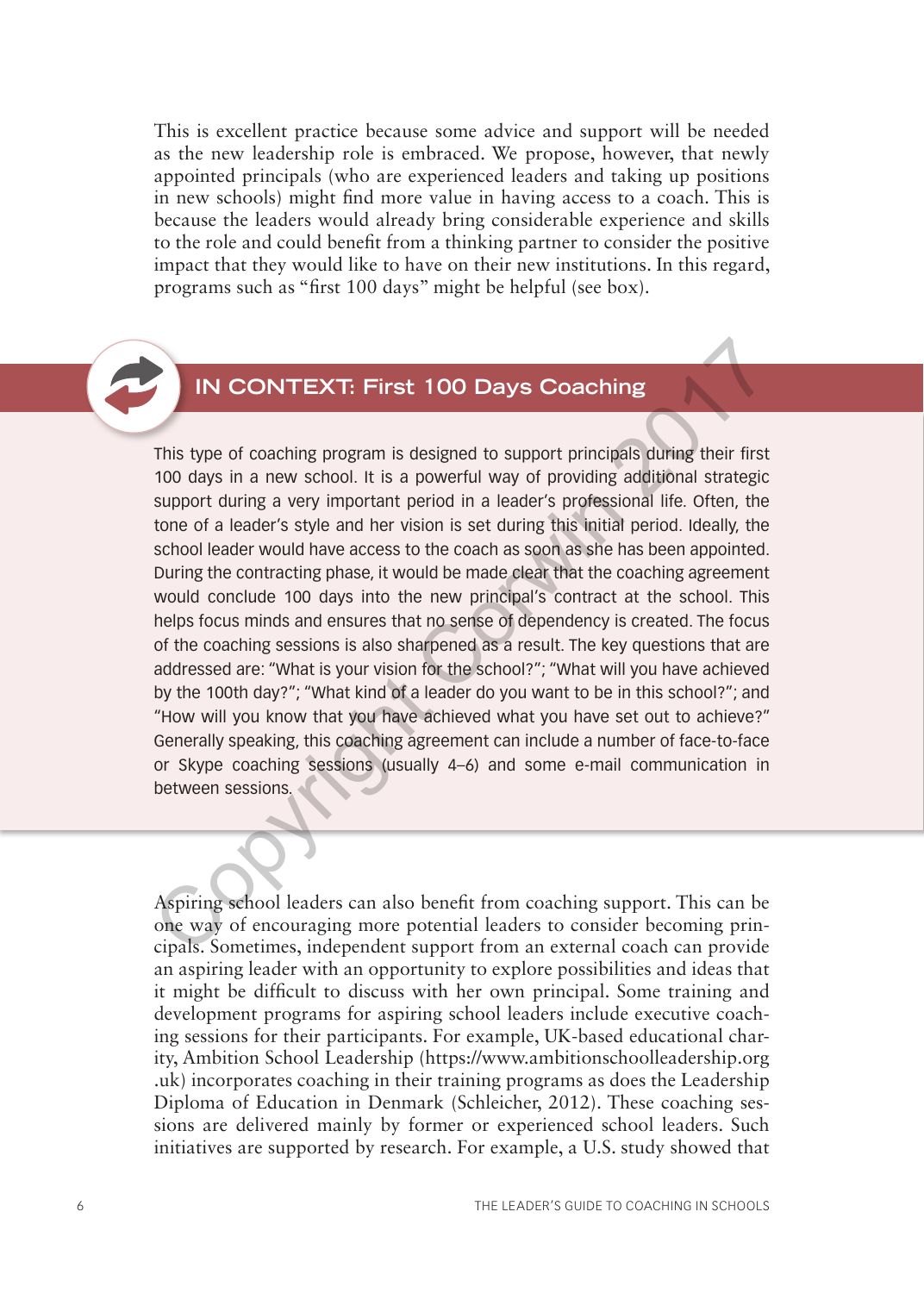This is excellent practice because some advice and support will be needed as the new leadership role is embraced. We propose, however, that newly appointed principals (who are experienced leaders and taking up positions in new schools) might find more value in having access to a coach. This is because the leaders would already bring considerable experience and skills to the role and could benefit from a thinking partner to consider the positive impact that they would like to have on their new institutions. In this regard, programs such as "first 100 days" might be helpful (see box).

## IN CONTEXT: First 100 Days Coaching

This type of coaching program is designed to support principals during their first 100 days in a new school. It is a powerful way of providing additional strategic support during a very important period in a leader's professional life. Often, the tone of a leader's style and her vision is set during this initial period. Ideally, the school leader would have access to the coach as soon as she has been appointed. During the contracting phase, it would be made clear that the coaching agreement would conclude 100 days into the new principal's contract at the school. This helps focus minds and ensures that no sense of dependency is created. The focus of the coaching sessions is also sharpened as a result. The key questions that are addressed are: "What is your vision for the school?"; "What will you have achieved by the 100th day?"; "What kind of a leader do you want to be in this school?"; and "How will you know that you have achieved what you have set out to achieve?" Generally speaking, this coaching agreement can include a number of face-to-face or Skype coaching sessions (usually 4–6) and some e-mail communication in between sessions.

Aspiring school leaders can also benefit from coaching support. This can be one way of encouraging more potential leaders to consider becoming principals. Sometimes, independent support from an external coach can provide an aspiring leader with an opportunity to explore possibilities and ideas that it might be difficult to discuss with her own principal. Some training and development programs for aspiring school leaders include executive coaching sessions for their participants. For example, UK-based educational charity, Ambition School Leadership (https://www.ambitionschoolleadership.org.uk) incorporates coaching in their training programs as does the Leadership Diploma of Education in Denmark (Schleicher, 2012). These coaching sessions are delivered mainly by former or experienced school leaders. Such initiatives are supported by research. For example, a U.S. study showed that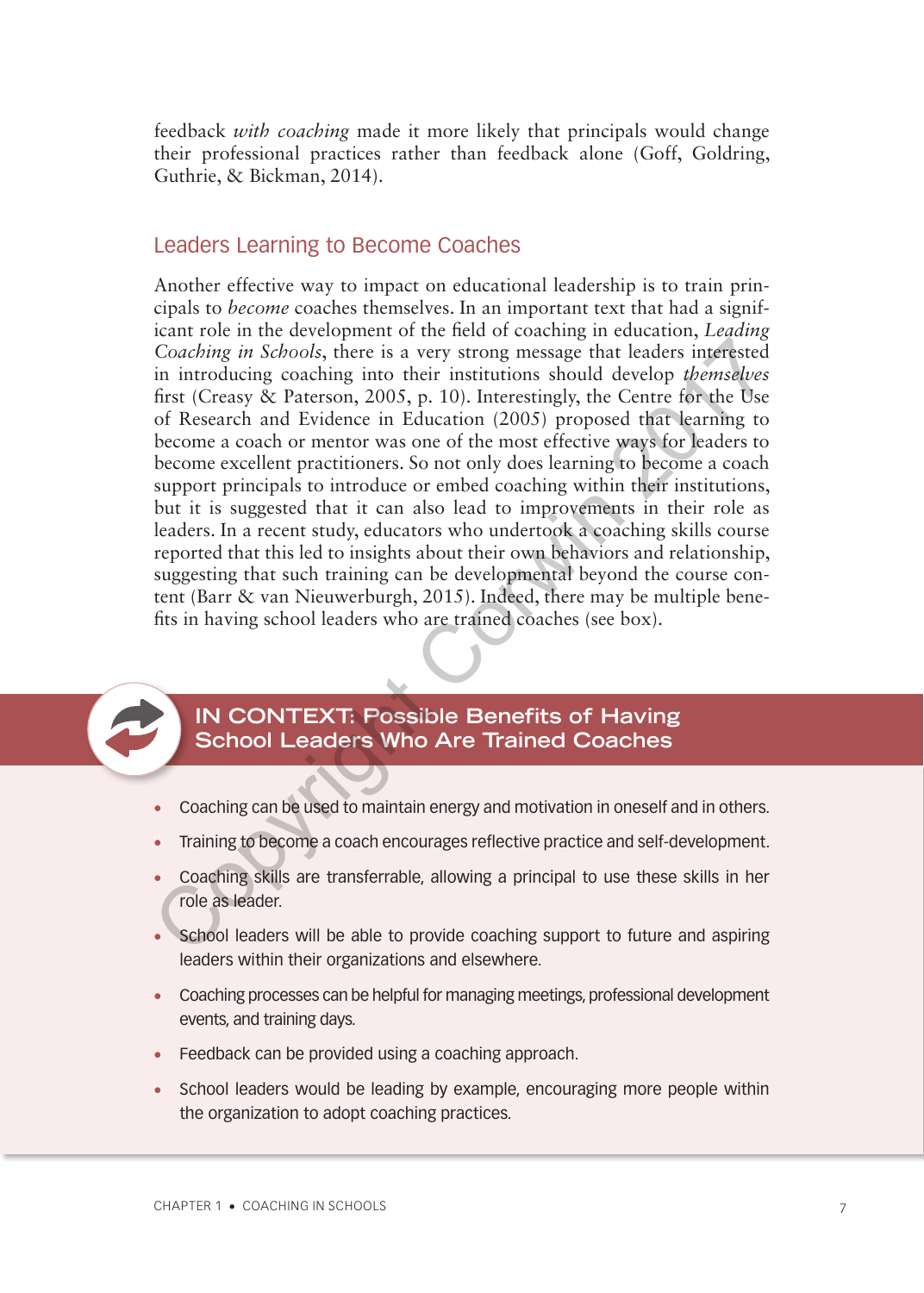feedback *with coaching* made it more likely that principals would change their professional practices rather than feedback alone (Goff, Goldring, Guthrie, & Bickman, 2014).

## Leaders Learning to Become Coaches

Another effective way to impact on educational leadership is to train principals to *become* coaches themselves. In an important text that had a significant role in the development of the field of coaching in education, *Leading Coaching in Schools*, there is a very strong message that leaders interested in introducing coaching into their institutions should develop *themselves* first (Creasy & Paterson, 2005, p. 10). Interestingly, the Centre for the Use of Research and Evidence in Education (2005) proposed that learning to become a coach or mentor was one of the most effective ways for leaders to become excellent practitioners. So not only does learning to become a coach support principals to introduce or embed coaching within their institutions, but it is suggested that it can also lead to improvements in their role as leaders. In a recent study, educators who undertook a coaching skills course reported that this led to insights about their own behaviors and relationship, suggesting that such training can be developmental beyond the course content (Barr & van Nieuwerburgh, 2015). Indeed, there may be multiple benefits in having school leaders who are trained coaches (see box).

### IN CONTEXT: Possible Benefits of Having School Leaders Who Are Trained Coaches

- Coaching can be used to maintain energy and motivation in oneself and in others.
- Training to become a coach encourages reflective practice and self-development.
- Coaching skills are transferrable, allowing a principal to use these skills in her role as leader.
- School leaders will be able to provide coaching support to future and aspiring leaders within their organizations and elsewhere.
- Coaching processes can be helpful for managing meetings, professional development events, and training days.
- Feedback can be provided using a coaching approach.
- School leaders would be leading by example, encouraging more people within the organization to adopt coaching practices.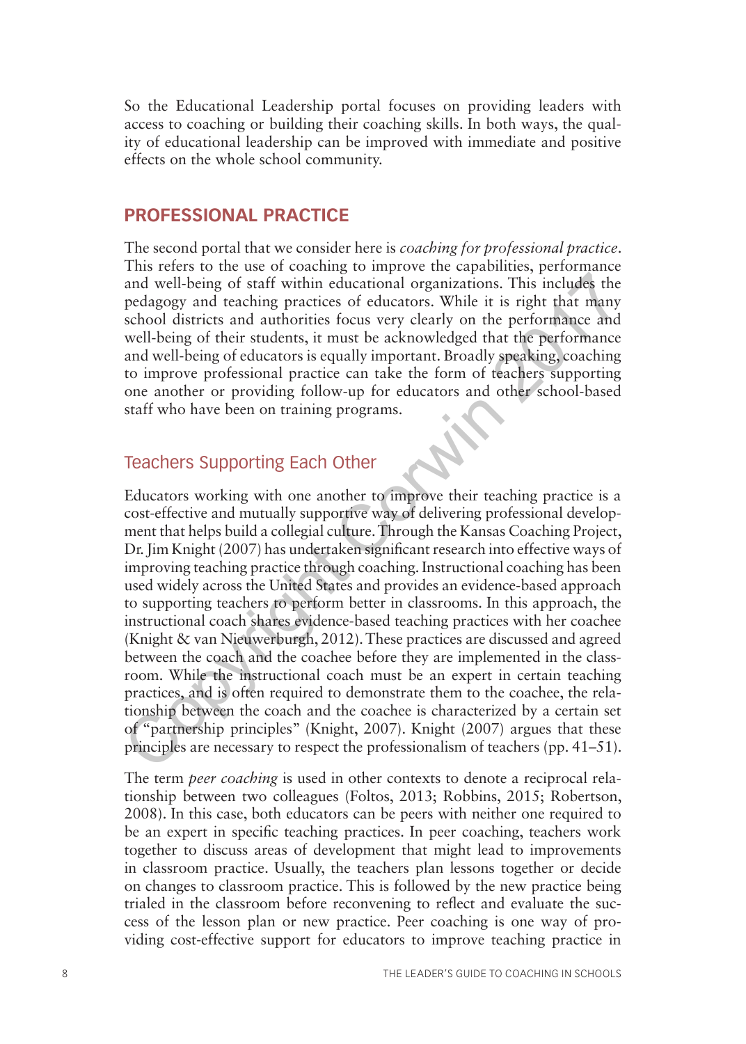So the Educational Leadership portal focuses on providing leaders with access to coaching or building their coaching skills. In both ways, the quality of educational leadership can be improved with immediate and positive effects on the whole school community.

## PROFESSIONAL PRACTICE

The second portal that we consider here is *coaching for professional practice*. This refers to the use of coaching to improve the capabilities, performance and well-being of staff within educational organizations. This includes the pedagogy and teaching practices of educators. While it is right that many school districts and authorities focus very clearly on the performance and well-being of their students, it must be acknowledged that the performance and well-being of educators is equally important. Broadly speaking, coaching to improve professional practice can take the form of teachers supporting one another or providing follow-up for educators and other school-based staff who have been on training programs.

### Teachers Supporting Each Other

Educators working with one another to improve their teaching practice is a cost-effective and mutually supportive way of delivering professional development that helps build a collegial culture. Through the Kansas Coaching Project, Dr. Jim Knight (2007) has undertaken significant research into effective ways of improving teaching practice through coaching. Instructional coaching has been used widely across the United States and provides an evidence-based approach to supporting teachers to perform better in classrooms. In this approach, the instructional coach shares evidence-based teaching practices with her coachee (Knight & van Nieuwerburgh, 2012). These practices are discussed and agreed between the coach and the coachee before they are implemented in the classroom. While the instructional coach must be an expert in certain teaching practices, and is often required to demonstrate them to the coachee, the relationship between the coach and the coachee is characterized by a certain set of "partnership principles" (Knight, 2007). Knight (2007) argues that these principles are necessary to respect the professionalism of teachers (pp. 41–51).

The term *peer coaching* is used in other contexts to denote a reciprocal relationship between two colleagues (Foltos, 2013; Robbins, 2015; Robertson, 2008). In this case, both educators can be peers with neither one required to be an expert in specific teaching practices. In peer coaching, teachers work together to discuss areas of development that might lead to improvements in classroom practice. Usually, the teachers plan lessons together or decide on changes to classroom practice. This is followed by the new practice being trialed in the classroom before reconvening to reflect and evaluate the success of the lesson plan or new practice. Peer coaching is one way of providing cost-effective support for educators to improve teaching practice in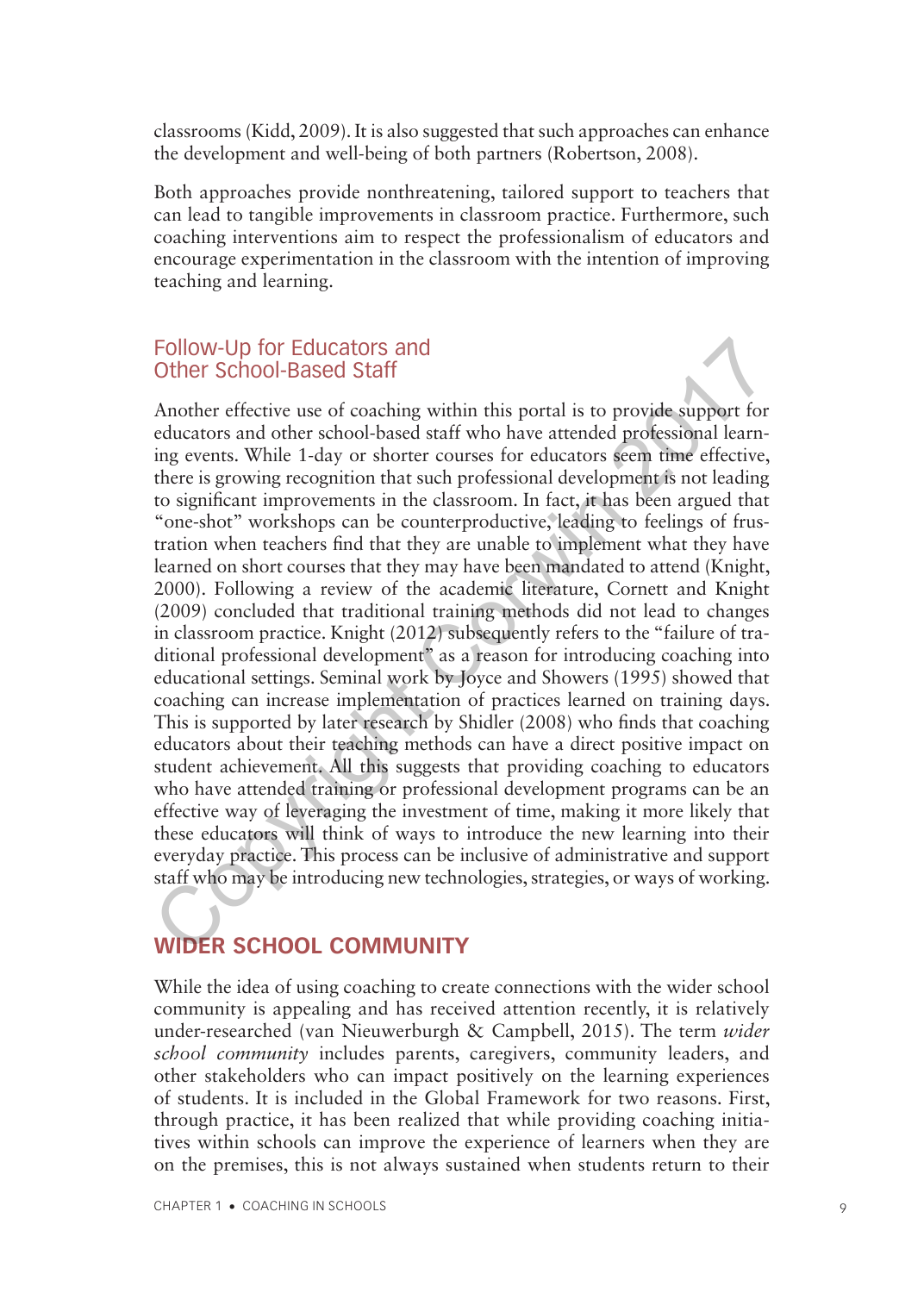classrooms (Kidd, 2009). It is also suggested that such approaches can enhance the development and well-being of both partners (Robertson, 2008).

Both approaches provide nonthreatening, tailored support to teachers that can lead to tangible improvements in classroom practice. Furthermore, such coaching interventions aim to respect the professionalism of educators and encourage experimentation in the classroom with the intention of improving teaching and learning.

### Follow-Up for Educators and Other School-Based Staff

Another effective use of coaching within this portal is to provide support for educators and other school-based staff who have attended professional learning events. While 1-day or shorter courses for educators seem time effective, there is growing recognition that such professional development is not leading to significant improvements in the classroom. In fact, it has been argued that "one-shot" workshops can be counterproductive, leading to feelings of frustration when teachers find that they are unable to implement what they have learned on short courses that they may have been mandated to attend (Knight, 2000). Following a review of the academic literature, Cornett and Knight (2009) concluded that traditional training methods did not lead to changes in classroom practice. Knight (2012) subsequently refers to the "failure of traditional professional development" as a reason for introducing coaching into educational settings. Seminal work by Joyce and Showers (1995) showed that coaching can increase implementation of practices learned on training days. This is supported by later research by Shidler (2008) who finds that coaching educators about their teaching methods can have a direct positive impact on student achievement. All this suggests that providing coaching to educators who have attended training or professional development programs can be an effective way of leveraging the investment of time, making it more likely that these educators will think of ways to introduce the new learning into their everyday practice. This process can be inclusive of administrative and support staff who may be introducing new technologies, strategies, or ways of working.

## WIDER SCHOOL COMMUNITY

While the idea of using coaching to create connections with the wider school community is appealing and has received attention recently, it is relatively under-researched (van Nieuwerburgh & Campbell, 2015). The term *wider school community* includes parents, caregivers, community leaders, and other stakeholders who can impact positively on the learning experiences of students. It is included in the Global Framework for two reasons. First, through practice, it has been realized that while providing coaching initiatives within schools can improve the experience of learners when they are on the premises, this is not always sustained when students return to their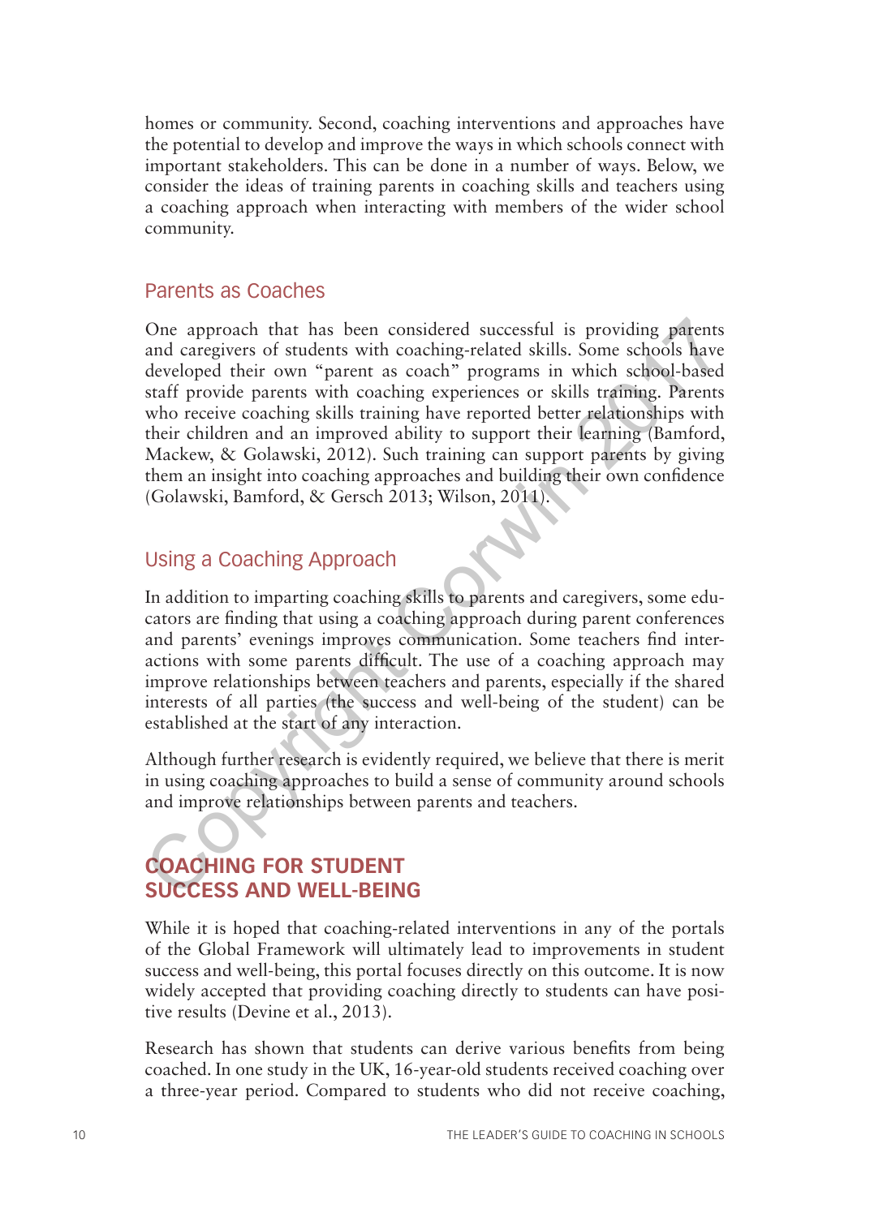homes or community. Second, coaching interventions and approaches have the potential to develop and improve the ways in which schools connect with important stakeholders. This can be done in a number of ways. Below, we consider the ideas of training parents in coaching skills and teachers using a coaching approach when interacting with members of the wider school community.

### Parents as Coaches

One approach that has been considered successful is providing parents and caregivers of students with coaching-related skills. Some schools have developed their own "parent as coach" programs in which school-based staff provide parents with coaching experiences or skills training. Parents who receive coaching skills training have reported better relationships with their children and an improved ability to support their learning (Bamford, Mackew, & Golawski, 2012). Such training can support parents by giving them an insight into coaching approaches and building their own confidence (Golawski, Bamford, & Gersch 2013; Wilson, 2011).

### Using a Coaching Approach

In addition to imparting coaching skills to parents and caregivers, some educators are finding that using a coaching approach during parent conferences and parents' evenings improves communication. Some teachers find interactions with some parents difficult. The use of a coaching approach may improve relationships between teachers and parents, especially if the shared interests of all parties (the success and well-being of the student) can be established at the start of any interaction.

Although further research is evidently required, we believe that there is merit in using coaching approaches to build a sense of community around schools and improve relationships between parents and teachers.

## COACHING FOR STUDENT SUCCESS AND WELL-BEING

While it is hoped that coaching-related interventions in any of the portals of the Global Framework will ultimately lead to improvements in student success and well-being, this portal focuses directly on this outcome. It is now widely accepted that providing coaching directly to students can have positive results (Devine et al., 2013).

Research has shown that students can derive various benefits from being coached. In one study in the UK, 16-year-old students received coaching over a three-year period. Compared to students who did not receive coaching,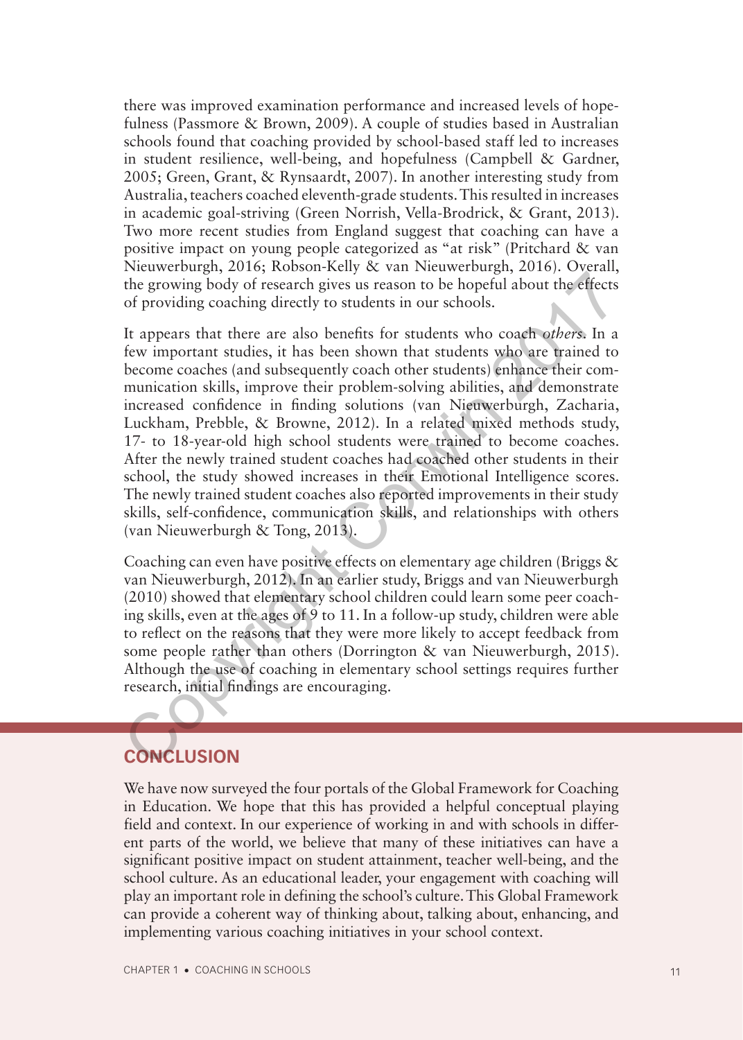there was improved examination performance and increased levels of hopefulness (Passmore & Brown, 2009). A couple of studies based in Australian schools found that coaching provided by school-based staff led to increases in student resilience, well-being, and hopefulness (Campbell & Gardner, 2005; Green, Grant, & Rynsaardt, 2007). In another interesting study from Australia, teachers coached eleventh-grade students. This resulted in increases in academic goal-striving (Green Norrish, Vella-Brodrick, & Grant, 2013). Two more recent studies from England suggest that coaching can have a positive impact on young people categorized as "at risk" (Pritchard & van Nieuwerburgh, 2016; Robson-Kelly & van Nieuwerburgh, 2016). Overall, the growing body of research gives us reason to be hopeful about the effects of providing coaching directly to students in our schools.

It appears that there are also benefits for students who coach *others*. In a few important studies, it has been shown that students who are trained to become coaches (and subsequently coach other students) enhance their communication skills, improve their problem-solving abilities, and demonstrate increased confidence in finding solutions (van Nieuwerburgh, Zacharia, Luckham, Prebble, & Browne, 2012). In a related mixed methods study, 17- to 18-year-old high school students were trained to become coaches. After the newly trained student coaches had coached other students in their school, the study showed increases in their Emotional Intelligence scores. The newly trained student coaches also reported improvements in their study skills, self-confidence, communication skills, and relationships with others (van Nieuwerburgh & Tong, 2013).

Coaching can even have positive effects on elementary age children (Briggs & van Nieuwerburgh, 2012). In an earlier study, Briggs and van Nieuwerburgh (2010) showed that elementary school children could learn some peer coaching skills, even at the ages of 9 to 11. In a follow-up study, children were able to reflect on the reasons that they were more likely to accept feedback from some people rather than others (Dorrington & van Nieuwerburgh, 2015). Although the use of coaching in elementary school settings requires further research, initial findings are encouraging.

## CONCLUSION

We have now surveyed the four portals of the Global Framework for Coaching in Education. We hope that this has provided a helpful conceptual playing field and context. In our experience of working in and with schools in different parts of the world, we believe that many of these initiatives can have a significant positive impact on student attainment, teacher well-being, and the school culture. As an educational leader, your engagement with coaching will play an important role in defining the school's culture. This Global Framework can provide a coherent way of thinking about, talking about, enhancing, and implementing various coaching initiatives in your school context.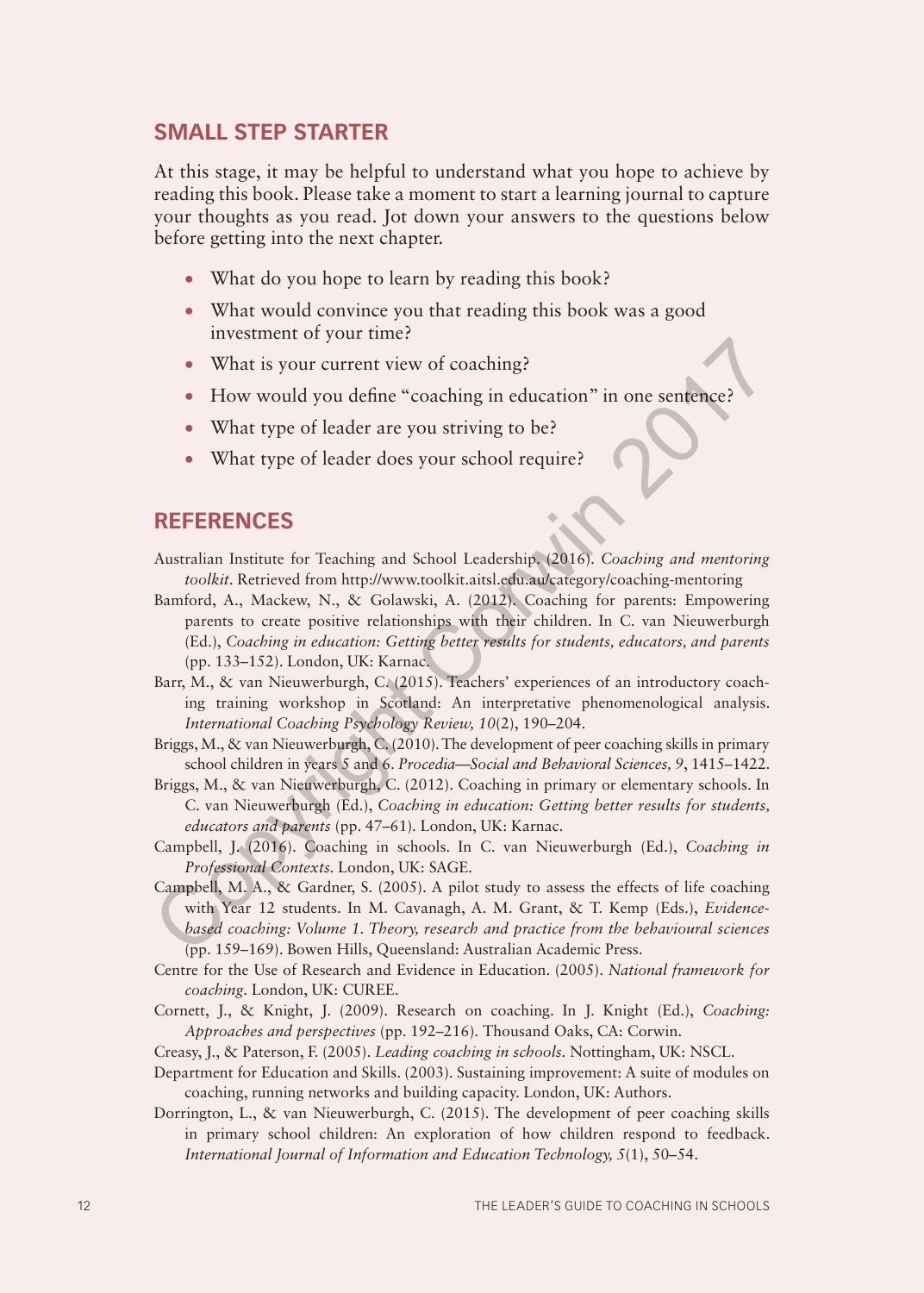## SMALL STEP STARTER

At this stage, it may be helpful to understand what you hope to achieve by reading this book. Please take a moment to start a learning journal to capture your thoughts as you read. Jot down your answers to the questions below before getting into the next chapter.

- What do you hope to learn by reading this book?
- What would convince you that reading this book was a good investment of your time?
- What is your current view of coaching?
- How would you define "coaching in education" in one sentence?
- What type of leader are you striving to be?
- What type of leader does your school require?

## REFERENCES

Australian Institute for Teaching and School Leadership. (2016). *Coaching and mentoring toolkit*. Retrieved from http://www.toolkit.aitsl.edu.au/category/coaching-mentoring

Bamford, A., Mackew, N., & Golawski, A. (2012). Coaching for parents: Empowering parents to create positive relationships with their children. In C. van Nieuwerburgh (Ed.), *Coaching in education: Getting better results for students, educators, and parents* (pp. 133–152). London, UK: Karnac.

Barr, M., & van Nieuwerburgh, C. (2015). Teachers' experiences of an introductory coaching training workshop in Scotland: An interpretative phenomenological analysis. *International Coaching Psychology Review, 10*(2), 190–204.

Briggs, M., & van Nieuwerburgh, C. (2010). The development of peer coaching skills in primary school children in years 5 and 6. *Procedia—Social and Behavioral Sciences, 9*, 1415–1422.

Briggs, M., & van Nieuwerburgh, C. (2012). Coaching in primary or elementary schools. In C. van Nieuwerburgh (Ed.), *Coaching in education: Getting better results for students, educators and parents* (pp. 47–61). London, UK: Karnac.

Campbell, J. (2016). Coaching in schools. In C. van Nieuwerburgh (Ed.), *Coaching in Professional Contexts*. London, UK: SAGE.

Campbell, M. A., & Gardner, S. (2005). A pilot study to assess the effects of life coaching with Year 12 students. In M. Cavanagh, A. M. Grant, & T. Kemp (Eds.), *Evidence-based coaching: Volume 1. Theory, research and practice from the behavioural sciences* (pp. 159–169). Bowen Hills, Queensland: Australian Academic Press.

Centre for the Use of Research and Evidence in Education. (2005). *National framework for coaching*. London, UK: CUREE.

Cornett, J., & Knight, J. (2009). Research on coaching. In J. Knight (Ed.), *Coaching: Approaches and perspectives* (pp. 192–216). Thousand Oaks, CA: Corwin.

Creasy, J., & Paterson, F. (2005). *Leading coaching in schools*. Nottingham, UK: NSCL.

Department for Education and Skills. (2003). Sustaining improvement: A suite of modules on coaching, running networks and building capacity. London, UK: Authors.

Dorrington, L., & van Nieuwerburgh, C. (2015). The development of peer coaching skills in primary school children: An exploration of how children respond to feedback. *International Journal of Information and Education Technology, 5*(1), 50–54.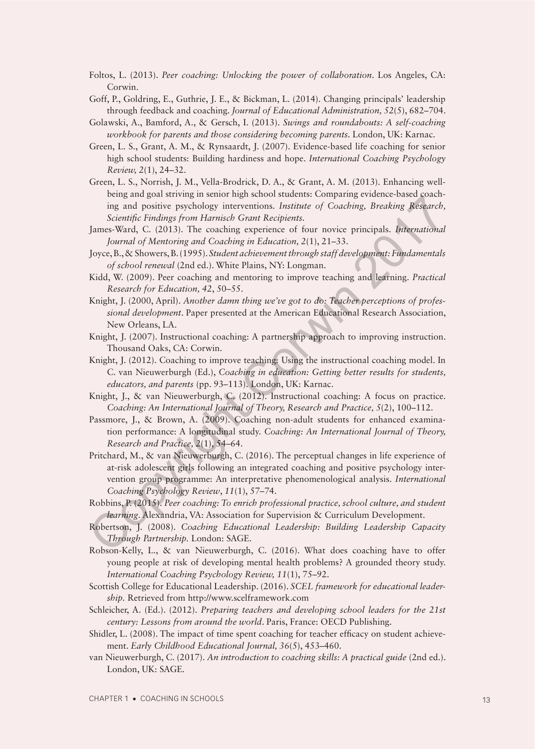Foltos, L. (2013). *Peer coaching: Unlocking the power of collaboration*. Los Angeles, CA: Corwin.

Goff, P., Goldring, E., Guthrie, J. E., & Bickman, L. (2014). Changing principals' leadership through feedback and coaching. *Journal of Educational Administration, 52*(5), 682–704.

Golawski, A., Bamford, A., & Gersch, I. (2013). *Swings and roundabouts: A self-coaching workbook for parents and those considering becoming parents*. London, UK: Karnac.

Green, L. S., Grant, A. M., & Rynsaardt, J. (2007). Evidence-based life coaching for senior high school students: Building hardiness and hope. *International Coaching Psychology Review, 2*(1), 24–32.

Green, L. S., Norrish, J. M., Vella-Brodrick, D. A., & Grant, A. M. (2013). Enhancing well-being and goal striving in senior high school students: Comparing evidence-based coaching and positive psychology interventions. *Institute of Coaching, Breaking Research, Scientific Findings from Harnisch Grant Recipients*.

James-Ward, C. (2013). The coaching experience of four novice principals. *International Journal of Mentoring and Coaching in Education, 2*(1), 21–33.

Joyce, B., & Showers, B. (1995). *Student achievement through staff development: Fundamentals of school renewal* (2nd ed.). White Plains, NY: Longman.

Kidd, W. (2009). Peer coaching and mentoring to improve teaching and learning. *Practical Research for Education, 42*, 50–55.

Knight, J. (2000, April). *Another damn thing we've got to do: Teacher perceptions of professional development*. Paper presented at the American Educational Research Association, New Orleans, LA.

Knight, J. (2007). Instructional coaching: A partnership approach to improving instruction. Thousand Oaks, CA: Corwin.

Knight, J. (2012). Coaching to improve teaching: Using the instructional coaching model. In C. van Nieuwerburgh (Ed.), *Coaching in education: Getting better results for students, educators, and parents* (pp. 93–113). London, UK: Karnac.

Knight, J., & van Nieuwerburgh, C. (2012). Instructional coaching: A focus on practice. *Coaching: An International Journal of Theory, Research and Practice, 5*(2), 100–112.

Passmore, J., & Brown, A. (2009). Coaching non-adult students for enhanced examination performance: A longitudinal study. *Coaching: An International Journal of Theory, Research and Practice, 2*(1), 54–64.

Pritchard, M., & van Nieuwerburgh, C. (2016). The perceptual changes in life experience of at-risk adolescent girls following an integrated coaching and positive psychology intervention group programme: An interpretative phenomenological analysis. *International Coaching Psychology Review*, *11*(1), 57–74.

Robbins, P. (2015). *Peer coaching: To enrich professional practice, school culture, and student learning*. Alexandria, VA: Association for Supervision & Curriculum Development.

Robertson, J. (2008). *Coaching Educational Leadership: Building Leadership Capacity Through Partnership*. London: SAGE.

Robson-Kelly, L., & van Nieuwerburgh, C. (2016). What does coaching have to offer young people at risk of developing mental health problems? A grounded theory study. *International Coaching Psychology Review, 11*(1), 75–92.

Scottish College for Educational Leadership. (2016). *SCEL framework for educational leadership*. Retrieved from http://www.scelframework.com

Schleicher, A. (Ed.). (2012). *Preparing teachers and developing school leaders for the 21st century: Lessons from around the world*. Paris, France: OECD Publishing.

Shidler, L. (2008). The impact of time spent coaching for teacher efficacy on student achievement. *Early Childhood Educational Journal, 36*(5), 453–460.

van Nieuwerburgh, C. (2017). *An introduction to coaching skills: A practical guide* (2nd ed.). London, UK: SAGE.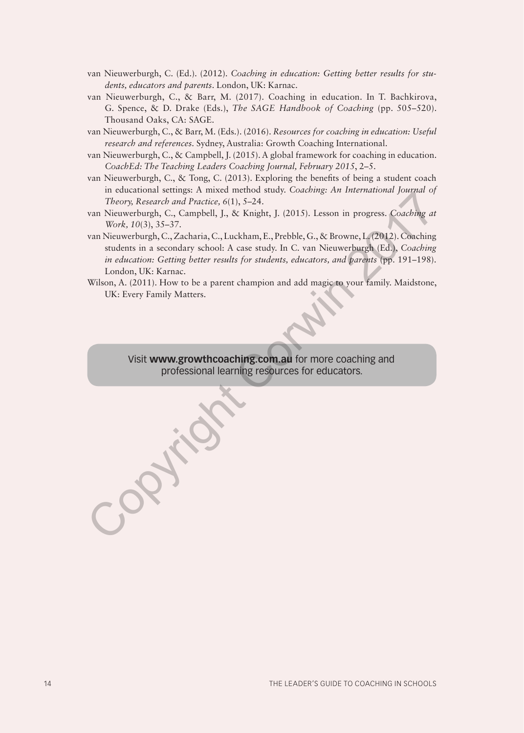van Nieuwerburgh, C. (Ed.). (2012). *Coaching in education: Getting better results for students, educators and parents*. London, UK: Karnac.

van Nieuwerburgh, C., & Barr, M. (2017). Coaching in education. In T. Bachkirova, G. Spence, & D. Drake (Eds.), *The SAGE Handbook of Coaching* (pp. 505–520). Thousand Oaks, CA: SAGE.

van Nieuwerburgh, C., & Barr, M. (Eds.). (2016). *Resources for coaching in education: Useful research and references*. Sydney, Australia: Growth Coaching International.

van Nieuwerburgh, C., & Campbell, J. (2015). A global framework for coaching in education. *CoachEd: The Teaching Leaders Coaching Journal, February 2015*, 2–5.

van Nieuwerburgh, C., & Tong, C. (2013). Exploring the benefits of being a student coach in educational settings: A mixed method study. *Coaching: An International Journal of Theory, Research and Practice, 6*(1), 5–24.

van Nieuwerburgh, C., Campbell, J., & Knight, J. (2015). Lesson in progress. *Coaching at Work, 10*(3), 35–37.

van Nieuwerburgh, C., Zacharia, C., Luckham, E., Prebble, G., & Browne, L. (2012). Coaching students in a secondary school: A case study. In C. van Nieuwerburgh (Ed.), *Coaching in education: Getting better results for students, educators, and parents* (pp. 191–198). London, UK: Karnac.

Wilson, A. (2011). How to be a parent champion and add magic to your family. Maidstone, UK: Every Family Matters.

Visit **www.growthcoaching.com.au** for more coaching and professional learning resources for educators.